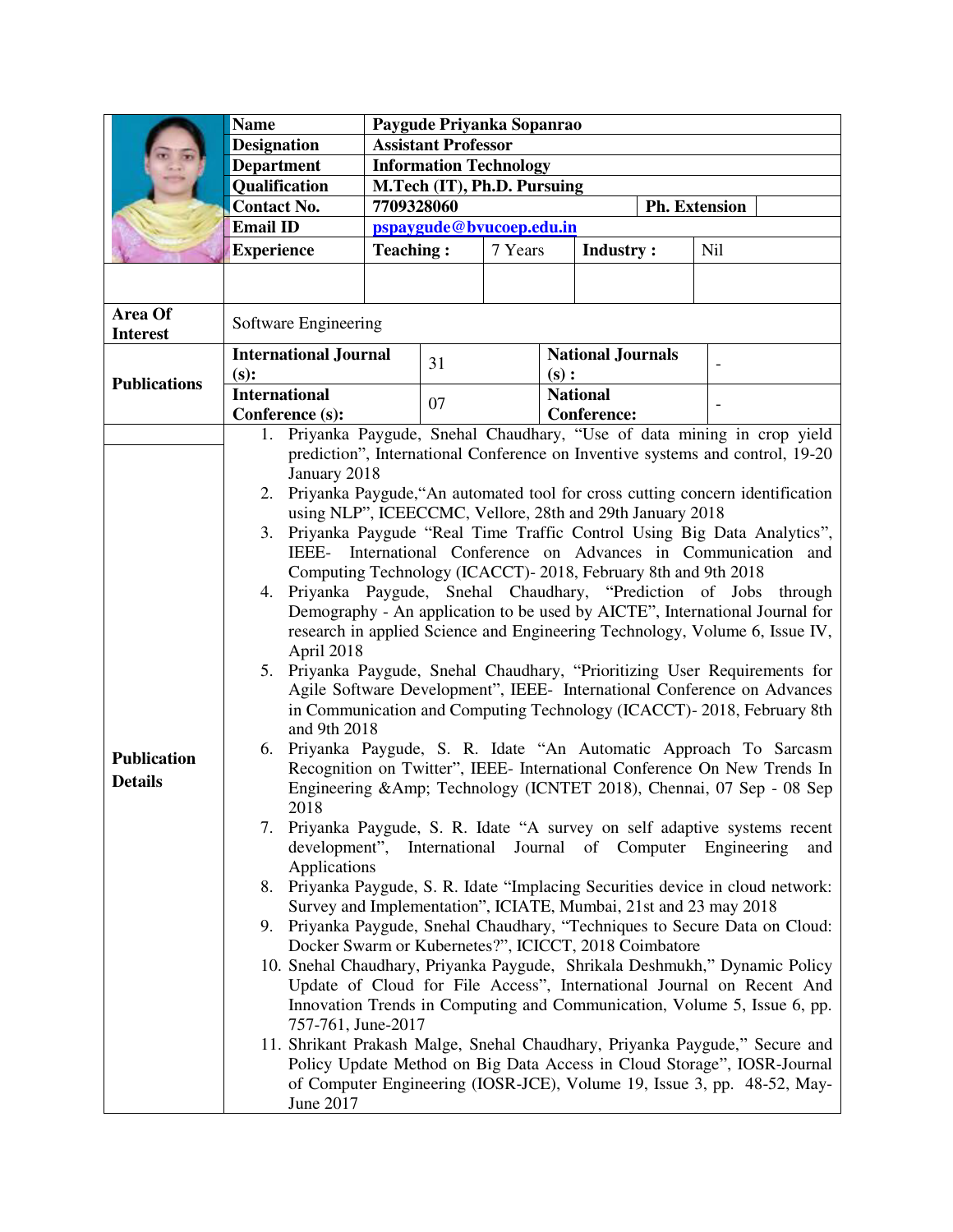| Name | Paygude Priyanka Sopanrao | | | |
|---|---|---|---|---|
| Designation | Assistant Professor | | | |
| Department | Information Technology | | | |
| Qualification | M.Tech (IT), Ph.D. Pursuing | | | |
| Contact No. | 7709328060 | | Ph. Extension | |
| Email ID | pspaygude@bvucoep.edu.in | | | |
| Experience | Teaching : | 7 Years | Industry : | Nil |

| Area Of Interest | Software Engineering | | | |
|---|---|---|---|---|
| Publications | International Journal (s): | 31 | National Journals (s) : | - |
| | International Conference (s): | 07 | National Conference: | - |

**Publication Details**

1. Priyanka Paygude, Snehal Chaudhary, "Use of data mining in crop yield prediction", International Conference on Inventive systems and control, 19-20 January 2018
2. Priyanka Paygude,"An automated tool for cross cutting concern identification using NLP", ICEECCMC, Vellore, 28th and 29th January 2018
3. Priyanka Paygude "Real Time Traffic Control Using Big Data Analytics", IEEE- International Conference on Advances in Communication and Computing Technology (ICACCT)- 2018, February 8th and 9th 2018
4. Priyanka Paygude, Snehal Chaudhary, "Prediction of Jobs through Demography - An application to be used by AICTE", International Journal for research in applied Science and Engineering Technology, Volume 6, Issue IV, April 2018
5. Priyanka Paygude, Snehal Chaudhary, "Prioritizing User Requirements for Agile Software Development", IEEE- International Conference on Advances in Communication and Computing Technology (ICACCT)- 2018, February 8th and 9th 2018
6. Priyanka Paygude, S. R. Idate "An Automatic Approach To Sarcasm Recognition on Twitter", IEEE- International Conference On New Trends In Engineering &Amp; Technology (ICNTET 2018), Chennai, 07 Sep - 08 Sep 2018
7. Priyanka Paygude, S. R. Idate "A survey on self adaptive systems recent development", International Journal of Computer Engineering and Applications
8. Priyanka Paygude, S. R. Idate "Implacing Securities device in cloud network: Survey and Implementation", ICIATE, Mumbai, 21st and 23 may 2018
9. Priyanka Paygude, Snehal Chaudhary, "Techniques to Secure Data on Cloud: Docker Swarm or Kubernetes?", ICICCT, 2018 Coimbatore
10. Snehal Chaudhary, Priyanka Paygude, Shrikala Deshmukh," Dynamic Policy Update of Cloud for File Access", International Journal on Recent And Innovation Trends in Computing and Communication, Volume 5, Issue 6, pp. 757-761, June-2017
11. Shrikant Prakash Malge, Snehal Chaudhary, Priyanka Paygude," Secure and Policy Update Method on Big Data Access in Cloud Storage", IOSR-Journal of Computer Engineering (IOSR-JCE), Volume 19, Issue 3, pp. 48-52, May-June 2017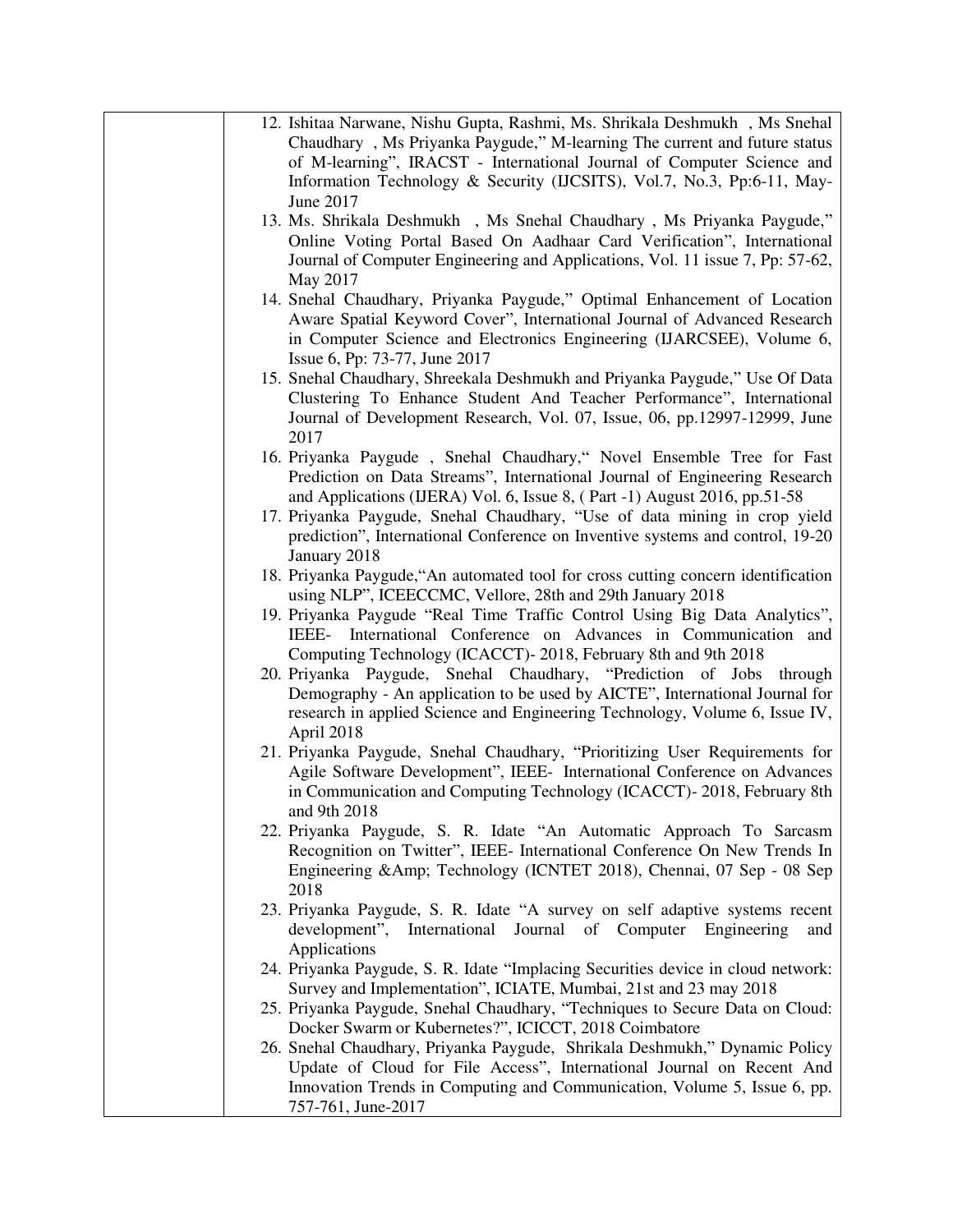| | |
|---|---|
| | 12. Ishitaa Narwane, Nishu Gupta, Rashmi, Ms. Shrikala Deshmukh , Ms Snehal Chaudhary , Ms Priyanka Paygude," M-learning The current and future status of M-learning", IRACST - International Journal of Computer Science and Information Technology & Security (IJCSITS), Vol.7, No.3, Pp:6-11, May-June 2017<br>13. Ms. Shrikala Deshmukh , Ms Snehal Chaudhary , Ms Priyanka Paygude," Online Voting Portal Based On Aadhaar Card Verification", International Journal of Computer Engineering and Applications, Vol. 11 issue 7, Pp: 57-62, May 2017<br>14. Snehal Chaudhary, Priyanka Paygude," Optimal Enhancement of Location Aware Spatial Keyword Cover", International Journal of Advanced Research in Computer Science and Electronics Engineering (IJARCSEE), Volume 6, Issue 6, Pp: 73-77, June 2017<br>15. Snehal Chaudhary, Shreekala Deshmukh and Priyanka Paygude," Use Of Data Clustering To Enhance Student And Teacher Performance", International Journal of Development Research, Vol. 07, Issue, 06, pp.12997-12999, June 2017<br>16. Priyanka Paygude , Snehal Chaudhary," Novel Ensemble Tree for Fast Prediction on Data Streams", International Journal of Engineering Research and Applications (IJERA) Vol. 6, Issue 8, ( Part -1) August 2016, pp.51-58<br>17. Priyanka Paygude, Snehal Chaudhary, "Use of data mining in crop yield prediction", International Conference on Inventive systems and control, 19-20 January 2018<br>18. Priyanka Paygude,"An automated tool for cross cutting concern identification using NLP", ICEECCMC, Vellore, 28th and 29th January 2018<br>19. Priyanka Paygude "Real Time Traffic Control Using Big Data Analytics", IEEE- International Conference on Advances in Communication and Computing Technology (ICACCT)- 2018, February 8th and 9th 2018<br>20. Priyanka Paygude, Snehal Chaudhary, "Prediction of Jobs through Demography - An application to be used by AICTE", International Journal for research in applied Science and Engineering Technology, Volume 6, Issue IV, April 2018<br>21. Priyanka Paygude, Snehal Chaudhary, "Prioritizing User Requirements for Agile Software Development", IEEE- International Conference on Advances in Communication and Computing Technology (ICACCT)- 2018, February 8th and 9th 2018<br>22. Priyanka Paygude, S. R. Idate "An Automatic Approach To Sarcasm Recognition on Twitter", IEEE- International Conference On New Trends In Engineering &Amp; Technology (ICNTET 2018), Chennai, 07 Sep - 08 Sep 2018<br>23. Priyanka Paygude, S. R. Idate "A survey on self adaptive systems recent development", International Journal of Computer Engineering and Applications<br>24. Priyanka Paygude, S. R. Idate "Implacing Securities device in cloud network: Survey and Implementation", ICIATE, Mumbai, 21st and 23 may 2018<br>25. Priyanka Paygude, Snehal Chaudhary, "Techniques to Secure Data on Cloud: Docker Swarm or Kubernetes?", ICICCT, 2018 Coimbatore<br>26. Snehal Chaudhary, Priyanka Paygude, Shrikala Deshmukh," Dynamic Policy Update of Cloud for File Access", International Journal on Recent And Innovation Trends in Computing and Communication, Volume 5, Issue 6, pp. 757-761, June-2017 |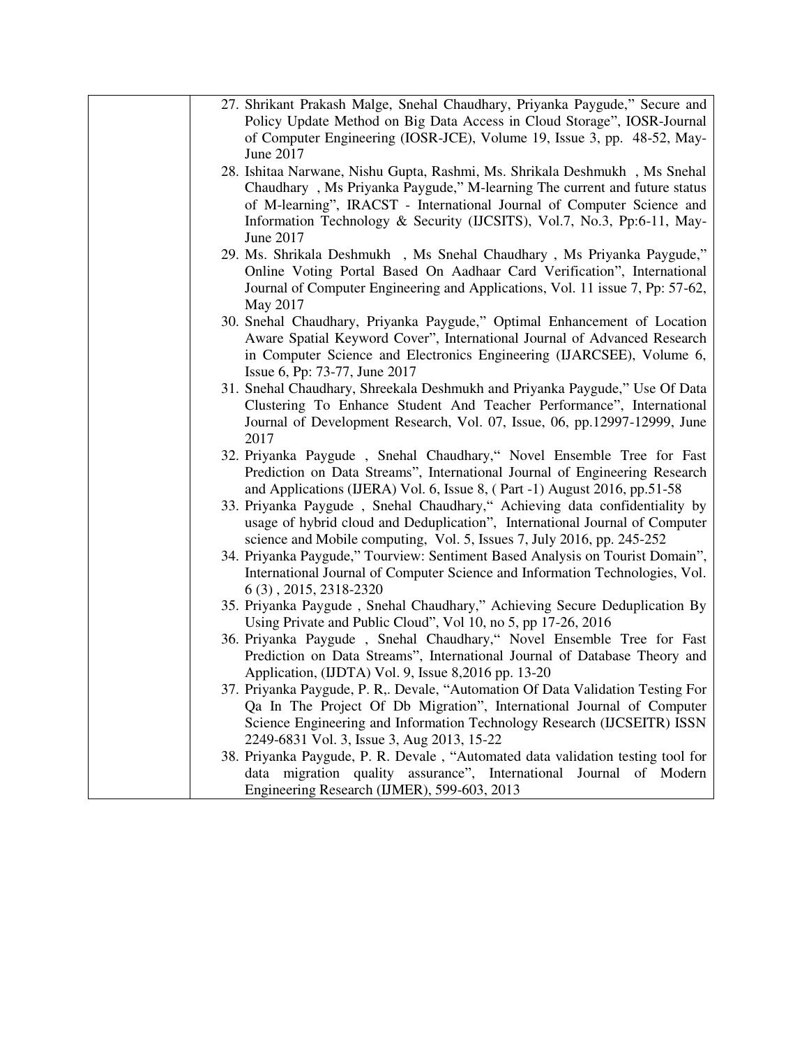| | |
|---|---|
| | 27. Shrikant Prakash Malge, Snehal Chaudhary, Priyanka Paygude," Secure and Policy Update Method on Big Data Access in Cloud Storage", IOSR-Journal of Computer Engineering (IOSR-JCE), Volume 19, Issue 3, pp. 48-52, May-June 2017<br>28. Ishitaa Narwane, Nishu Gupta, Rashmi, Ms. Shrikala Deshmukh , Ms Snehal Chaudhary , Ms Priyanka Paygude," M-learning The current and future status of M-learning", IRACST - International Journal of Computer Science and Information Technology & Security (IJCSITS), Vol.7, No.3, Pp:6-11, May-June 2017<br>29. Ms. Shrikala Deshmukh , Ms Snehal Chaudhary , Ms Priyanka Paygude," Online Voting Portal Based On Aadhaar Card Verification", International Journal of Computer Engineering and Applications, Vol. 11 issue 7, Pp: 57-62, May 2017<br>30. Snehal Chaudhary, Priyanka Paygude," Optimal Enhancement of Location Aware Spatial Keyword Cover", International Journal of Advanced Research in Computer Science and Electronics Engineering (IJARCSEE), Volume 6, Issue 6, Pp: 73-77, June 2017<br>31. Snehal Chaudhary, Shreekala Deshmukh and Priyanka Paygude," Use Of Data Clustering To Enhance Student And Teacher Performance", International Journal of Development Research, Vol. 07, Issue, 06, pp.12997-12999, June 2017<br>32. Priyanka Paygude , Snehal Chaudhary," Novel Ensemble Tree for Fast Prediction on Data Streams", International Journal of Engineering Research and Applications (IJERA) Vol. 6, Issue 8, ( Part -1) August 2016, pp.51-58<br>33. Priyanka Paygude , Snehal Chaudhary," Achieving data confidentiality by usage of hybrid cloud and Deduplication", International Journal of Computer science and Mobile computing, Vol. 5, Issues 7, July 2016, pp. 245-252<br>34. Priyanka Paygude," Tourview: Sentiment Based Analysis on Tourist Domain", International Journal of Computer Science and Information Technologies, Vol. 6 (3) , 2015, 2318-2320<br>35. Priyanka Paygude , Snehal Chaudhary," Achieving Secure Deduplication By Using Private and Public Cloud", Vol 10, no 5, pp 17-26, 2016<br>36. Priyanka Paygude , Snehal Chaudhary," Novel Ensemble Tree for Fast Prediction on Data Streams", International Journal of Database Theory and Application, (IJDTA) Vol. 9, Issue 8,2016 pp. 13-20<br>37. Priyanka Paygude, P. R,. Devale, "Automation Of Data Validation Testing For Qa In The Project Of Db Migration", International Journal of Computer Science Engineering and Information Technology Research (IJCSEITR) ISSN 2249-6831 Vol. 3, Issue 3, Aug 2013, 15-22<br>38. Priyanka Paygude, P. R. Devale , "Automated data validation testing tool for data migration quality assurance", International Journal of Modern Engineering Research (IJMER), 599-603, 2013 |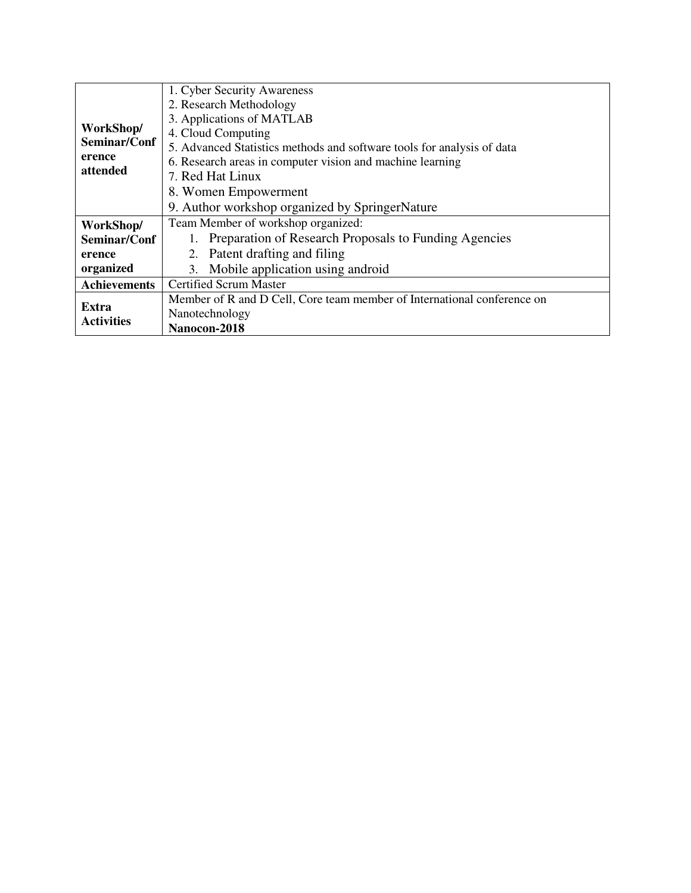| | |
|---|---|
| **WorkShop/ Seminar/Conf erence attended** | 1. Cyber Security Awareness<br>2. Research Methodology<br>3. Applications of MATLAB<br>4. Cloud Computing<br>5. Advanced Statistics methods and software tools for analysis of data<br>6. Research areas in computer vision and machine learning<br>7. Red Hat Linux<br>8. Women Empowerment<br>9. Author workshop organized by SpringerNature |
| **WorkShop/ Seminar/Conf erence organized** | Team Member of workshop organized:<br>1. Preparation of Research Proposals to Funding Agencies<br>2. Patent drafting and filing<br>3. Mobile application using android |
| **Achievements** | Certified Scrum Master |
| **Extra Activities** | Member of R and D Cell, Core team member of International conference on Nanotechnology<br>**Nanocon-2018** |